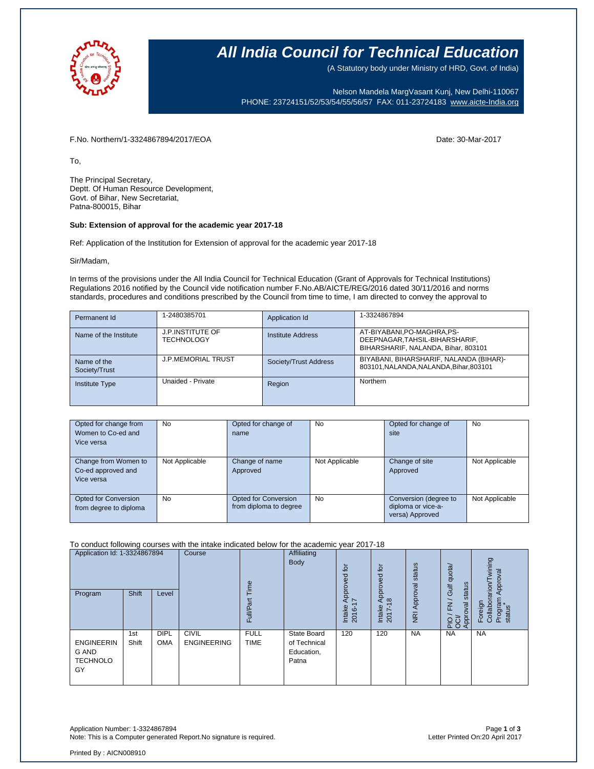# All India Council for Technical Education

(A Statutory body under Ministry of HRD, Govt. of India)

Nelson Mandela MargVasant Kunj, New Delhi-110067
PHONE: 23724151/52/53/54/55/56/57 FAX: 011-23724183 www.aicte-India.org

F.No. Northern/1-3324867894/2017/EOA

Date: 30-Mar-2017

To,

The Principal Secretary,
Deptt. Of Human Resource Development,
Govt. of Bihar, New Secretariat,
Patna-800015, Bihar

**Sub: Extension of approval for the academic year 2017-18**

Ref: Application of the Institution for Extension of approval for the academic year 2017-18

Sir/Madam,

In terms of the provisions under the All India Council for Technical Education (Grant of Approvals for Technical Institutions) Regulations 2016 notified by the Council vide notification number F.No.AB/AICTE/REG/2016 dated 30/11/2016 and norms standards, procedures and conditions prescribed by the Council from time to time, I am directed to convey the approval to

| Permanent Id | 1-2480385701 | Application Id | 1-3324867894 |
|---|---|---|---|
| Name of the Institute | J.P.INSTITUTE OF TECHNOLOGY | Institute Address | AT-BIYABANI,PO-MAGHRA,PS-DEEPNAGAR,TAHSIL-BIHARSHARIF, BIHARSHARIF, NALANDA, Bihar, 803101 |
| Name of the Society/Trust | J.P.MEMORIAL TRUST | Society/Trust Address | BIYABANI, BIHARSHARIF, NALANDA (BIHAR)-803101,NALANDA,NALANDA,Bihar,803101 |
| Institute Type | Unaided - Private | Region | Northern |

| Opted for change from Women to Co-ed and Vice versa | No | Opted for change of name | No | Opted for change of site | No |
|---|---|---|---|---|---|
| Change from Women to Co-ed approved and Vice versa | Not Applicable | Change of name Approved | Not Applicable | Change of site Approved | Not Applicable |
| Opted for Conversion from degree to diploma | No | Opted for Conversion from diploma to degree | No | Conversion (degree to diploma or vice-a-versa) Approved | Not Applicable |

To conduct following courses with the intake indicated below for the academic year 2017-18

| Application Id: 1-3324867894 | | | Course | Full/Part Time | Affiliating Body | Intake Approved for 2016-17 | Intake Approved for 2017-18 | NRI Approval status | PIO / FN / Gulf quota/ OCI/ Approval status | Foreign Collaborarion/Twining Program Approval status* |
|---|---|---|---|---|---|---|---|---|---|---|
| Program | Shift | Level | | | | | | | | |
| ENGINEERING AND TECHNOLOGY | 1st Shift | DIPLOMA | CIVIL ENGINEERING | FULL TIME | State Board of Technical Education, Patna | 120 | 120 | NA | NA | NA |

Application Number: 1-3324867894
Note: This is a Computer generated Report.No signature is required.

Letter Printed On:20 April 2017

Printed By : AICN008910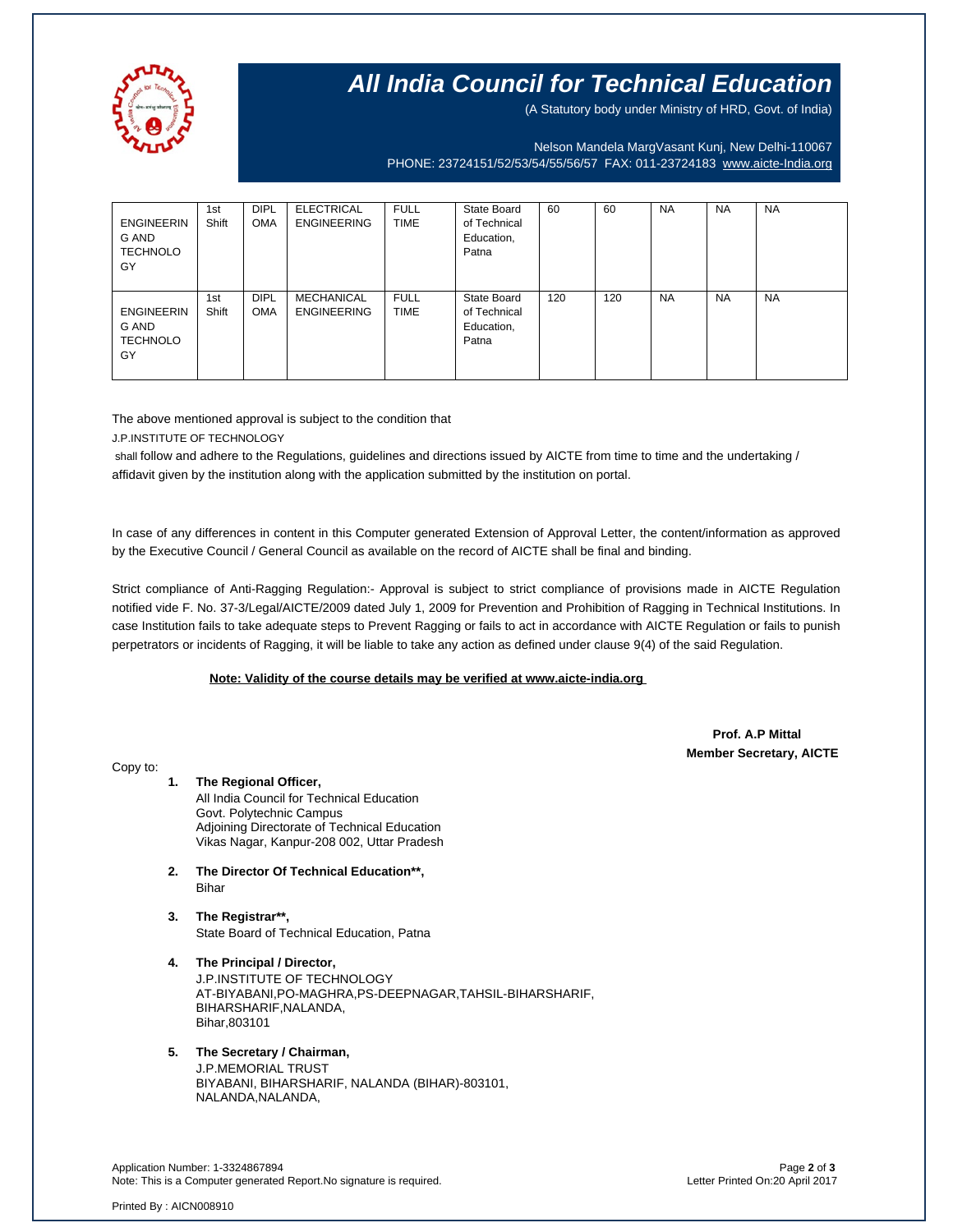# All India Council for Technical Education

(A Statutory body under Ministry of HRD, Govt. of India)

Nelson Mandela MargVasant Kunj, New Delhi-110067
PHONE: 23724151/52/53/54/55/56/57 FAX: 011-23724183 www.aicte-India.org

| | | | | | | | | | | |
|---|---|---|---|---|---|---|---|---|---|---|
| ENGINEERING AND TECHNOLOGY | 1st Shift | DIPLOMA | ELECTRICAL ENGINEERING | FULL TIME | State Board of Technical Education, Patna | 60 | 60 | NA | NA | NA |
| ENGINEERING AND TECHNOLOGY | 1st Shift | DIPLOMA | MECHANICAL ENGINEERING | FULL TIME | State Board of Technical Education, Patna | 120 | 120 | NA | NA | NA |

The above mentioned approval is subject to the condition that

J.P.INSTITUTE OF TECHNOLOGY

shall follow and adhere to the Regulations, guidelines and directions issued by AICTE from time to time and the undertaking / affidavit given by the institution along with the application submitted by the institution on portal.

In case of any differences in content in this Computer generated Extension of Approval Letter, the content/information as approved by the Executive Council / General Council as available on the record of AICTE shall be final and binding.

Strict compliance of Anti-Ragging Regulation:- Approval is subject to strict compliance of provisions made in AICTE Regulation notified vide F. No. 37-3/Legal/AICTE/2009 dated July 1, 2009 for Prevention and Prohibition of Ragging in Technical Institutions. In case Institution fails to take adequate steps to Prevent Ragging or fails to act in accordance with AICTE Regulation or fails to punish perpetrators or incidents of Ragging, it will be liable to take any action as defined under clause 9(4) of the said Regulation.

**Note: Validity of the course details may be verified at www.aicte-india.org**

**Prof. A.P Mittal**
**Member Secretary, AICTE**

Copy to:

1. **The Regional Officer,**
   All India Council for Technical Education
   Govt. Polytechnic Campus
   Adjoining Directorate of Technical Education
   Vikas Nagar, Kanpur-208 002, Uttar Pradesh

2. **The Director Of Technical Education\*\*,**
   Bihar

3. **The Registrar\*\*,**
   State Board of Technical Education, Patna

4. **The Principal / Director,**
   J.P.INSTITUTE OF TECHNOLOGY
   AT-BIYABANI,PO-MAGHRA,PS-DEEPNAGAR,TAHSIL-BIHARSHARIF,
   BIHARSHARIF,NALANDA,
   Bihar,803101

5. **The Secretary / Chairman,**
   J.P.MEMORIAL TRUST
   BIYABANI, BIHARSHARIF, NALANDA (BIHAR)-803101,
   NALANDA,NALANDA,

Application Number: 1-3324867894
Note: This is a Computer generated Report.No signature is required.
Letter Printed On:20 April 2017

Printed By : AICN008910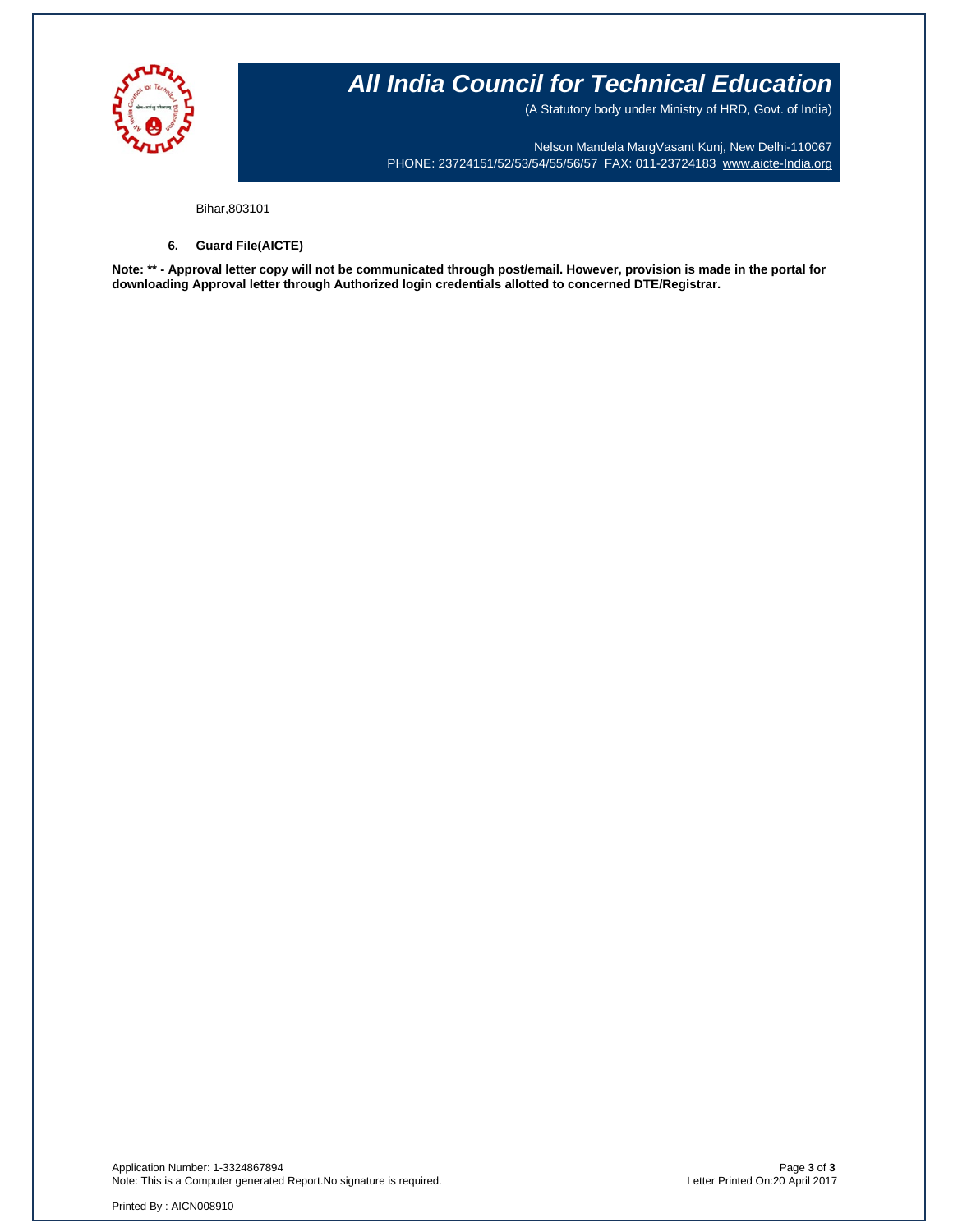Bihar,803101

6. **Guard File(AICTE)**

**Note: ** - Approval letter copy will not be communicated through post/email. However, provision is made in the portal for downloading Approval letter through Authorized login credentials allotted to concerned DTE/Registrar.**